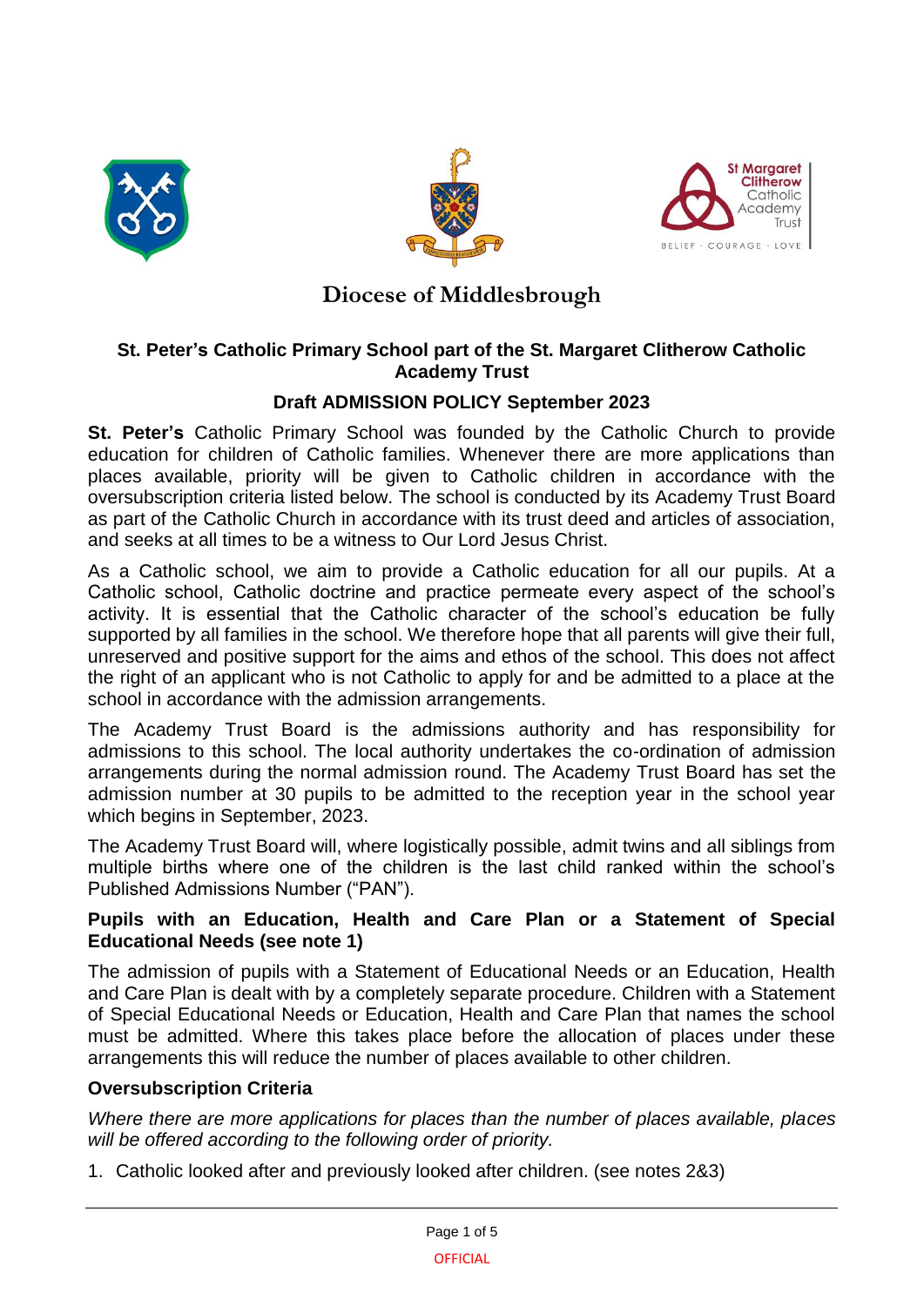# Diocese of Middlesbrough

## St. Peter's Catholic Primary School part of the St. Margaret Clitherow Catholic Academy Trust

## Draft ADMISSION POLICY September 2023

**St. Peter's** Catholic Primary School was founded by the Catholic Church to provide education for children of Catholic families. Whenever there are more applications than places available, priority will be given to Catholic children in accordance with the oversubscription criteria listed below. The school is conducted by its Academy Trust Board as part of the Catholic Church in accordance with its trust deed and articles of association, and seeks at all times to be a witness to Our Lord Jesus Christ.

As a Catholic school, we aim to provide a Catholic education for all our pupils. At a Catholic school, Catholic doctrine and practice permeate every aspect of the school's activity. It is essential that the Catholic character of the school's education be fully supported by all families in the school. We therefore hope that all parents will give their full, unreserved and positive support for the aims and ethos of the school. This does not affect the right of an applicant who is not Catholic to apply for and be admitted to a place at the school in accordance with the admission arrangements.

The Academy Trust Board is the admissions authority and has responsibility for admissions to this school. The local authority undertakes the co-ordination of admission arrangements during the normal admission round. The Academy Trust Board has set the admission number at 30 pupils to be admitted to the reception year in the school year which begins in September, 2023.

The Academy Trust Board will, where logistically possible, admit twins and all siblings from multiple births where one of the children is the last child ranked within the school's Published Admissions Number ("PAN").

### Pupils with an Education, Health and Care Plan or a Statement of Special Educational Needs (see note 1)

The admission of pupils with a Statement of Educational Needs or an Education, Health and Care Plan is dealt with by a completely separate procedure. Children with a Statement of Special Educational Needs or Education, Health and Care Plan that names the school must be admitted. Where this takes place before the allocation of places under these arrangements this will reduce the number of places available to other children.

### Oversubscription Criteria

*Where there are more applications for places than the number of places available, places will be offered according to the following order of priority.*

1. Catholic looked after and previously looked after children. (see notes 2&3)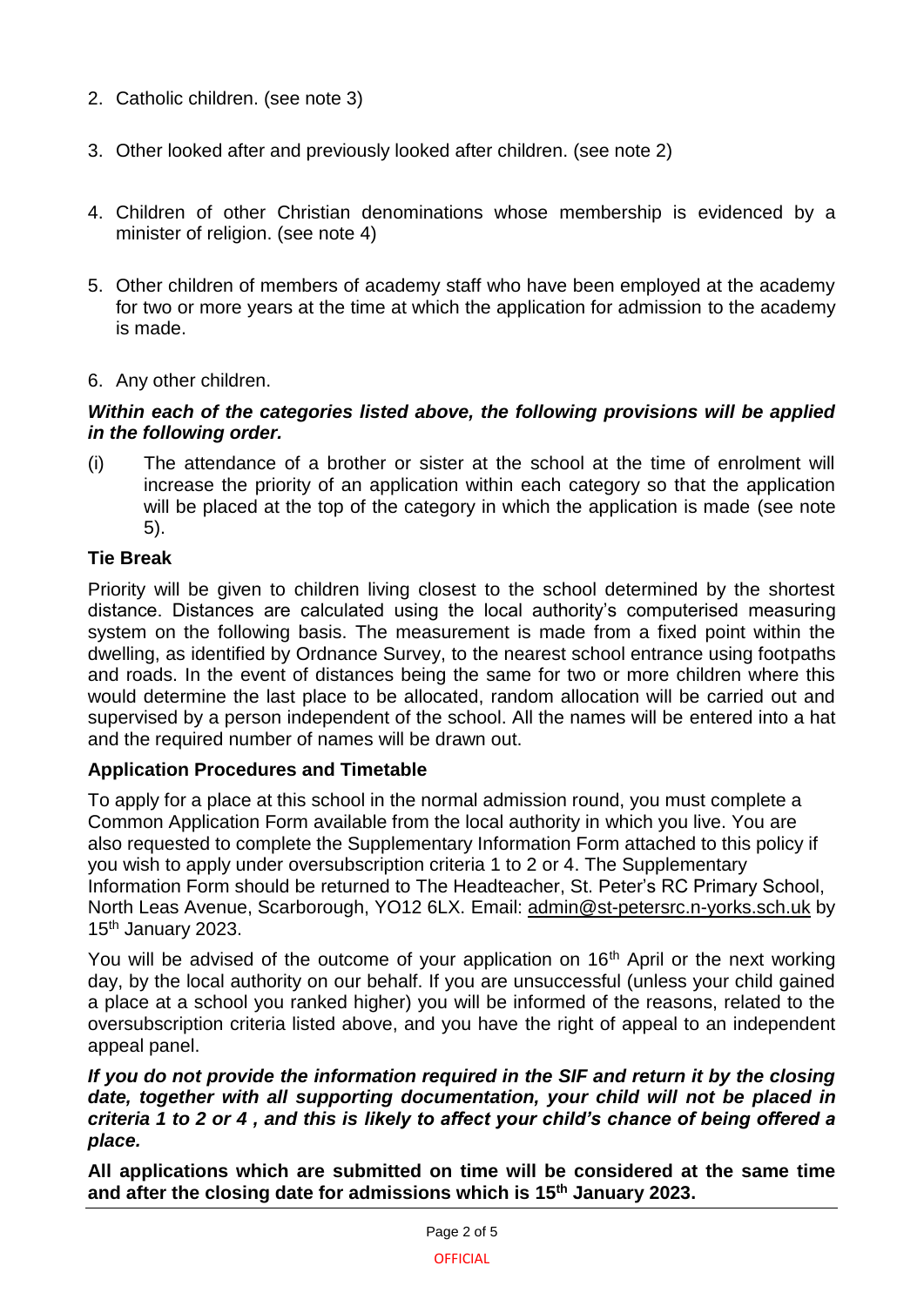2. Catholic children. (see note 3)

3. Other looked after and previously looked after children. (see note 2)

4. Children of other Christian denominations whose membership is evidenced by a minister of religion. (see note 4)

5. Other children of members of academy staff who have been employed at the academy for two or more years at the time at which the application for admission to the academy is made.

6. Any other children.

***Within each of the categories listed above, the following provisions will be applied in the following order.***

(i) The attendance of a brother or sister at the school at the time of enrolment will increase the priority of an application within each category so that the application will be placed at the top of the category in which the application is made (see note 5).

**Tie Break**

Priority will be given to children living closest to the school determined by the shortest distance. Distances are calculated using the local authority's computerised measuring system on the following basis. The measurement is made from a fixed point within the dwelling, as identified by Ordnance Survey, to the nearest school entrance using footpaths and roads. In the event of distances being the same for two or more children where this would determine the last place to be allocated, random allocation will be carried out and supervised by a person independent of the school. All the names will be entered into a hat and the required number of names will be drawn out.

**Application Procedures and Timetable**

To apply for a place at this school in the normal admission round, you must complete a Common Application Form available from the local authority in which you live. You are also requested to complete the Supplementary Information Form attached to this policy if you wish to apply under oversubscription criteria 1 to 2 or 4. The Supplementary Information Form should be returned to The Headteacher, St. Peter's RC Primary School, North Leas Avenue, Scarborough, YO12 6LX. Email: admin@st-petersrc.n-yorks.sch.uk by 15th January 2023.

You will be advised of the outcome of your application on 16th April or the next working day, by the local authority on our behalf. If you are unsuccessful (unless your child gained a place at a school you ranked higher) you will be informed of the reasons, related to the oversubscription criteria listed above, and you have the right of appeal to an independent appeal panel.

***If you do not provide the information required in the SIF and return it by the closing date, together with all supporting documentation, your child will not be placed in criteria 1 to 2 or 4 , and this is likely to affect your child's chance of being offered a place.***

**All applications which are submitted on time will be considered at the same time and after the closing date for admissions which is 15th January 2023.**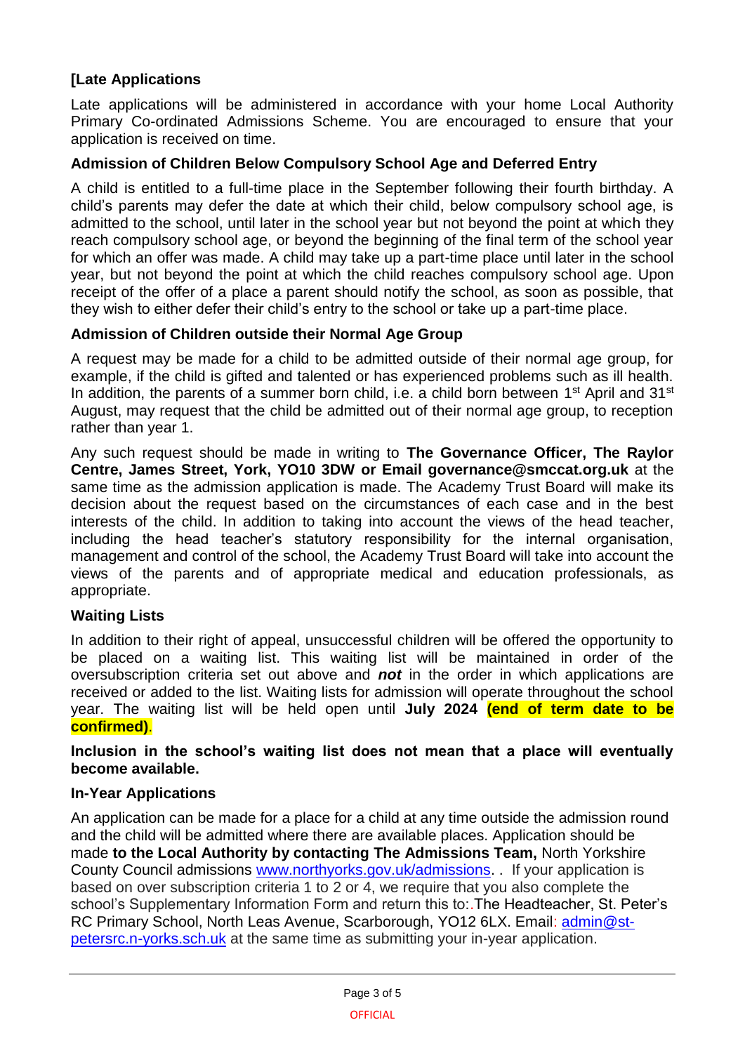**[Late Applications**

Late applications will be administered in accordance with your home Local Authority Primary Co-ordinated Admissions Scheme. You are encouraged to ensure that your application is received on time.

**Admission of Children Below Compulsory School Age and Deferred Entry**

A child is entitled to a full-time place in the September following their fourth birthday. A child's parents may defer the date at which their child, below compulsory school age, is admitted to the school, until later in the school year but not beyond the point at which they reach compulsory school age, or beyond the beginning of the final term of the school year for which an offer was made. A child may take up a part-time place until later in the school year, but not beyond the point at which the child reaches compulsory school age. Upon receipt of the offer of a place a parent should notify the school, as soon as possible, that they wish to either defer their child's entry to the school or take up a part-time place.

**Admission of Children outside their Normal Age Group**

A request may be made for a child to be admitted outside of their normal age group, for example, if the child is gifted and talented or has experienced problems such as ill health. In addition, the parents of a summer born child, i.e. a child born between 1st April and 31st August, may request that the child be admitted out of their normal age group, to reception rather than year 1.

Any such request should be made in writing to **The Governance Officer, The Raylor Centre, James Street, York, YO10 3DW or Email governance@smccat.org.uk** at the same time as the admission application is made. The Academy Trust Board will make its decision about the request based on the circumstances of each case and in the best interests of the child. In addition to taking into account the views of the head teacher, including the head teacher's statutory responsibility for the internal organisation, management and control of the school, the Academy Trust Board will take into account the views of the parents and of appropriate medical and education professionals, as appropriate.

**Waiting Lists**

In addition to their right of appeal, unsuccessful children will be offered the opportunity to be placed on a waiting list. This waiting list will be maintained in order of the oversubscription criteria set out above and ***not*** in the order in which applications are received or added to the list. Waiting lists for admission will operate throughout the school year. The waiting list will be held open until **July 2024** **(end of term date to be confirmed)**.

**Inclusion in the school's waiting list does not mean that a place will eventually become available.**

**In-Year Applications**

An application can be made for a place for a child at any time outside the admission round and the child will be admitted where there are available places. Application should be made **to the Local Authority by contacting The Admissions Team,** North Yorkshire County Council admissions [www.northyorks.gov.uk/admissions](http://www.northyorks.gov.uk/admissions). . If your application is based on over subscription criteria 1 to 2 or 4, we require that you also complete the school's Supplementary Information Form and return this to:.The Headteacher, St. Peter's RC Primary School, North Leas Avenue, Scarborough, YO12 6LX. Email: [admin@st-petersrc.n-yorks.sch.uk](mailto:admin@st-petersrc.n-yorks.sch.uk) at the same time as submitting your in-year application.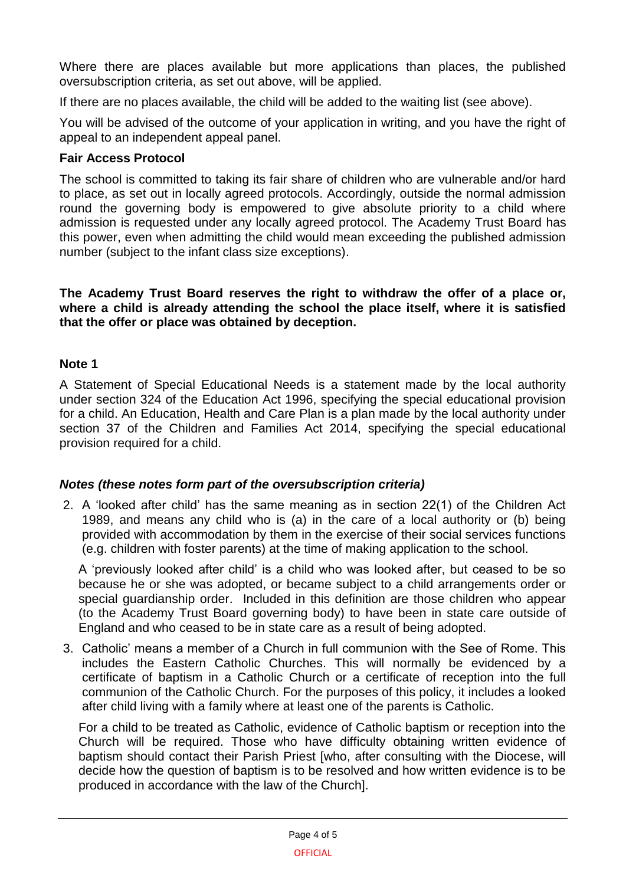Where there are places available but more applications than places, the published oversubscription criteria, as set out above, will be applied.

If there are no places available, the child will be added to the waiting list (see above).

You will be advised of the outcome of your application in writing, and you have the right of appeal to an independent appeal panel.

**Fair Access Protocol**

The school is committed to taking its fair share of children who are vulnerable and/or hard to place, as set out in locally agreed protocols. Accordingly, outside the normal admission round the governing body is empowered to give absolute priority to a child where admission is requested under any locally agreed protocol. The Academy Trust Board has this power, even when admitting the child would mean exceeding the published admission number (subject to the infant class size exceptions).

**The Academy Trust Board reserves the right to withdraw the offer of a place or, where a child is already attending the school the place itself, where it is satisfied that the offer or place was obtained by deception.**

**Note 1**

A Statement of Special Educational Needs is a statement made by the local authority under section 324 of the Education Act 1996, specifying the special educational provision for a child. An Education, Health and Care Plan is a plan made by the local authority under section 37 of the Children and Families Act 2014, specifying the special educational provision required for a child.

***Notes (these notes form part of the oversubscription criteria)***

2. A 'looked after child' has the same meaning as in section 22(1) of the Children Act 1989, and means any child who is (a) in the care of a local authority or (b) being provided with accommodation by them in the exercise of their social services functions (e.g. children with foster parents) at the time of making application to the school.

   A 'previously looked after child' is a child who was looked after, but ceased to be so because he or she was adopted, or became subject to a child arrangements order or special guardianship order. Included in this definition are those children who appear (to the Academy Trust Board governing body) to have been in state care outside of England and who ceased to be in state care as a result of being adopted.

3. Catholic' means a member of a Church in full communion with the See of Rome. This includes the Eastern Catholic Churches. This will normally be evidenced by a certificate of baptism in a Catholic Church or a certificate of reception into the full communion of the Catholic Church. For the purposes of this policy, it includes a looked after child living with a family where at least one of the parents is Catholic.

   For a child to be treated as Catholic, evidence of Catholic baptism or reception into the Church will be required. Those who have difficulty obtaining written evidence of baptism should contact their Parish Priest [who, after consulting with the Diocese, will decide how the question of baptism is to be resolved and how written evidence is to be produced in accordance with the law of the Church].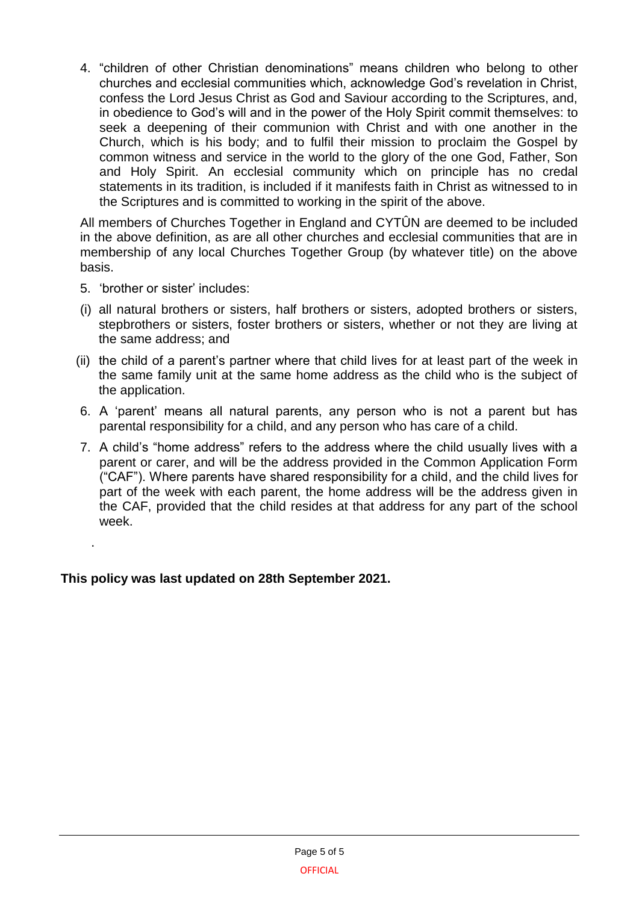4. "children of other Christian denominations" means children who belong to other churches and ecclesial communities which, acknowledge God's revelation in Christ, confess the Lord Jesus Christ as God and Saviour according to the Scriptures, and, in obedience to God's will and in the power of the Holy Spirit commit themselves: to seek a deepening of their communion with Christ and with one another in the Church, which is his body; and to fulfil their mission to proclaim the Gospel by common witness and service in the world to the glory of the one God, Father, Son and Holy Spirit. An ecclesial community which on principle has no credal statements in its tradition, is included if it manifests faith in Christ as witnessed to in the Scriptures and is committed to working in the spirit of the above.

All members of Churches Together in England and CYTÛN are deemed to be included in the above definition, as are all other churches and ecclesial communities that are in membership of any local Churches Together Group (by whatever title) on the above basis.

5. 'brother or sister' includes:

(i) all natural brothers or sisters, half brothers or sisters, adopted brothers or sisters, stepbrothers or sisters, foster brothers or sisters, whether or not they are living at the same address; and

(ii) the child of a parent's partner where that child lives for at least part of the week in the same family unit at the same home address as the child who is the subject of the application.

6. A 'parent' means all natural parents, any person who is not a parent but has parental responsibility for a child, and any person who has care of a child.

7. A child's "home address" refers to the address where the child usually lives with a parent or carer, and will be the address provided in the Common Application Form ("CAF"). Where parents have shared responsibility for a child, and the child lives for part of the week with each parent, the home address will be the address given in the CAF, provided that the child resides at that address for any part of the school week.

.

**This policy was last updated on 28th September 2021.**

OFFICIAL